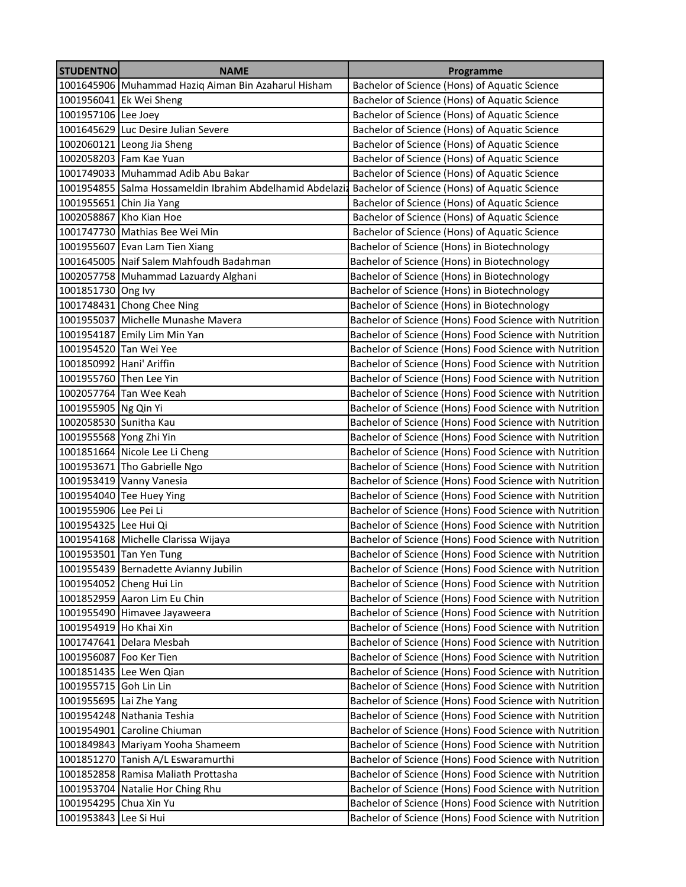| STUDENTNO | NAME | Programme |
|---|---|---|
| 1001645906 | Muhammad Haziq Aiman Bin Azaharul Hisham | Bachelor of Science (Hons) of Aquatic Science |
| 1001956041 | Ek Wei Sheng | Bachelor of Science (Hons) of Aquatic Science |
| 1001957106 | Lee Joey | Bachelor of Science (Hons) of Aquatic Science |
| 1001645629 | Luc Desire Julian Severe | Bachelor of Science (Hons) of Aquatic Science |
| 1002060121 | Leong Jia Sheng | Bachelor of Science (Hons) of Aquatic Science |
| 1002058203 | Fam Kae Yuan | Bachelor of Science (Hons) of Aquatic Science |
| 1001749033 | Muhammad Adib Abu Bakar | Bachelor of Science (Hons) of Aquatic Science |
| 1001954855 | Salma Hossameldin Ibrahim Abdelhamid Abdelazi | Bachelor of Science (Hons) of Aquatic Science |
| 1001955651 | Chin Jia Yang | Bachelor of Science (Hons) of Aquatic Science |
| 1002058867 | Kho Kian Hoe | Bachelor of Science (Hons) of Aquatic Science |
| 1001747730 | Mathias Bee Wei Min | Bachelor of Science (Hons) of Aquatic Science |
| 1001955607 | Evan Lam Tien Xiang | Bachelor of Science (Hons) in Biotechnology |
| 1001645005 | Naif Salem Mahfoudh Badahman | Bachelor of Science (Hons) in Biotechnology |
| 1002057758 | Muhammad Lazuardy Alghani | Bachelor of Science (Hons) in Biotechnology |
| 1001851730 | Ong Ivy | Bachelor of Science (Hons) in Biotechnology |
| 1001748431 | Chong Chee Ning | Bachelor of Science (Hons) in Biotechnology |
| 1001955037 | Michelle Munashe Mavera | Bachelor of Science (Hons) Food Science with Nutrition |
| 1001954187 | Emily Lim Min Yan | Bachelor of Science (Hons) Food Science with Nutrition |
| 1001954520 | Tan Wei Yee | Bachelor of Science (Hons) Food Science with Nutrition |
| 1001850992 | Hani' Ariffin | Bachelor of Science (Hons) Food Science with Nutrition |
| 1001955760 | Then Lee Yin | Bachelor of Science (Hons) Food Science with Nutrition |
| 1002057764 | Tan Wee Keah | Bachelor of Science (Hons) Food Science with Nutrition |
| 1001955905 | Ng Qin Yi | Bachelor of Science (Hons) Food Science with Nutrition |
| 1002058530 | Sunitha Kau | Bachelor of Science (Hons) Food Science with Nutrition |
| 1001955568 | Yong Zhi Yin | Bachelor of Science (Hons) Food Science with Nutrition |
| 1001851664 | Nicole Lee Li Cheng | Bachelor of Science (Hons) Food Science with Nutrition |
| 1001953671 | Tho Gabrielle Ngo | Bachelor of Science (Hons) Food Science with Nutrition |
| 1001953419 | Vanny Vanesia | Bachelor of Science (Hons) Food Science with Nutrition |
| 1001954040 | Tee Huey Ying | Bachelor of Science (Hons) Food Science with Nutrition |
| 1001955906 | Lee Pei Li | Bachelor of Science (Hons) Food Science with Nutrition |
| 1001954325 | Lee Hui Qi | Bachelor of Science (Hons) Food Science with Nutrition |
| 1001954168 | Michelle Clarissa Wijaya | Bachelor of Science (Hons) Food Science with Nutrition |
| 1001953501 | Tan Yen Tung | Bachelor of Science (Hons) Food Science with Nutrition |
| 1001955439 | Bernadette Avianny Jubilin | Bachelor of Science (Hons) Food Science with Nutrition |
| 1001954052 | Cheng Hui Lin | Bachelor of Science (Hons) Food Science with Nutrition |
| 1001852959 | Aaron Lim Eu Chin | Bachelor of Science (Hons) Food Science with Nutrition |
| 1001955490 | Himavee Jayaweera | Bachelor of Science (Hons) Food Science with Nutrition |
| 1001954919 | Ho Khai Xin | Bachelor of Science (Hons) Food Science with Nutrition |
| 1001747641 | Delara Mesbah | Bachelor of Science (Hons) Food Science with Nutrition |
| 1001956087 | Foo Ker Tien | Bachelor of Science (Hons) Food Science with Nutrition |
| 1001851435 | Lee Wen Qian | Bachelor of Science (Hons) Food Science with Nutrition |
| 1001955715 | Goh Lin Lin | Bachelor of Science (Hons) Food Science with Nutrition |
| 1001955695 | Lai Zhe Yang | Bachelor of Science (Hons) Food Science with Nutrition |
| 1001954248 | Nathania Teshia | Bachelor of Science (Hons) Food Science with Nutrition |
| 1001954901 | Caroline Chiuman | Bachelor of Science (Hons) Food Science with Nutrition |
| 1001849843 | Mariyam Yooha Shameem | Bachelor of Science (Hons) Food Science with Nutrition |
| 1001851270 | Tanish A/L Eswaramurthi | Bachelor of Science (Hons) Food Science with Nutrition |
| 1001852858 | Ramisa Maliath Prottasha | Bachelor of Science (Hons) Food Science with Nutrition |
| 1001953704 | Natalie Hor Ching Rhu | Bachelor of Science (Hons) Food Science with Nutrition |
| 1001954295 | Chua Xin Yu | Bachelor of Science (Hons) Food Science with Nutrition |
| 1001953843 | Lee Si Hui | Bachelor of Science (Hons) Food Science with Nutrition |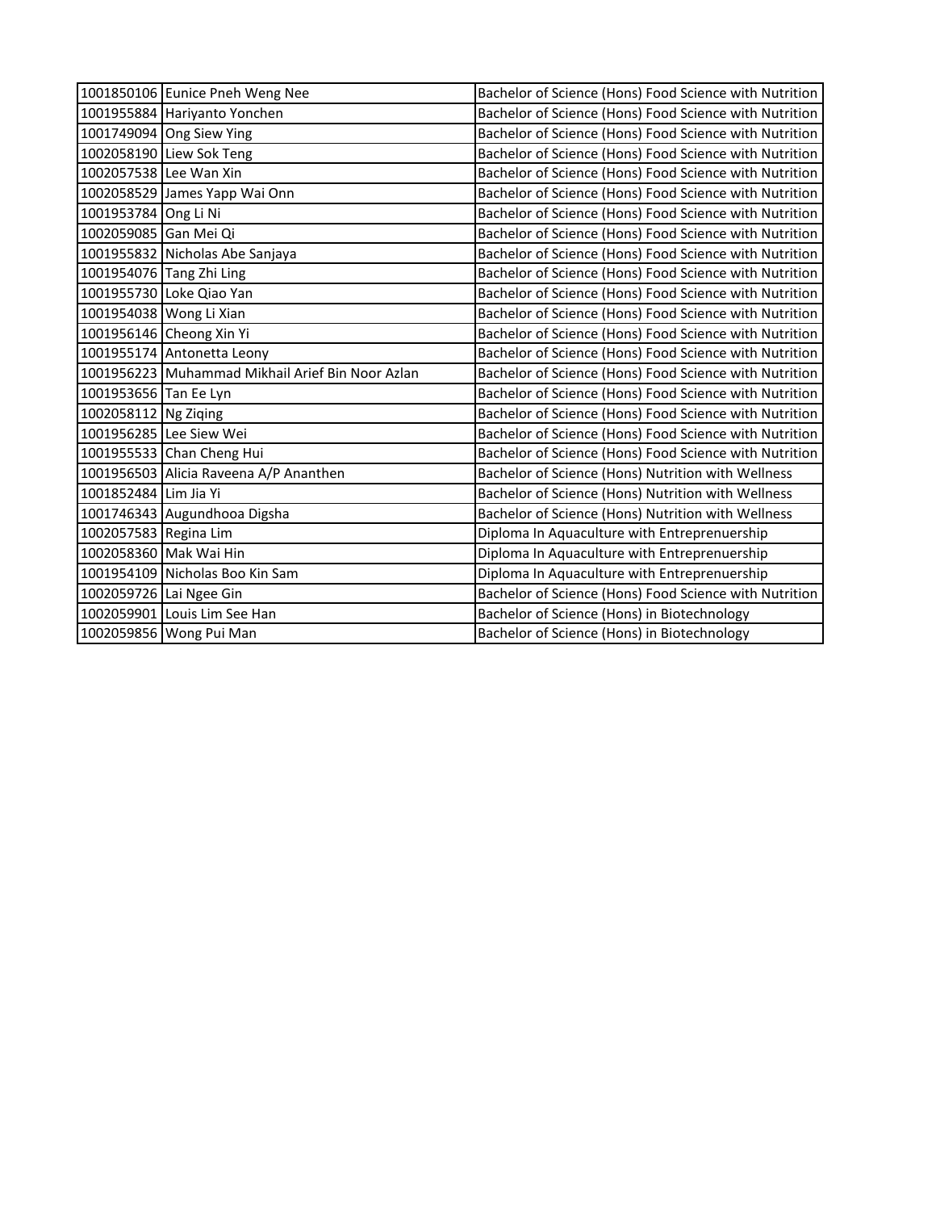| | | |
|---|---|---|
| 1001850106 | Eunice Pneh Weng Nee | Bachelor of Science (Hons) Food Science with Nutrition |
| 1001955884 | Hariyanto Yonchen | Bachelor of Science (Hons) Food Science with Nutrition |
| 1001749094 | Ong Siew Ying | Bachelor of Science (Hons) Food Science with Nutrition |
| 1002058190 | Liew Sok Teng | Bachelor of Science (Hons) Food Science with Nutrition |
| 1002057538 | Lee Wan Xin | Bachelor of Science (Hons) Food Science with Nutrition |
| 1002058529 | James Yapp Wai Onn | Bachelor of Science (Hons) Food Science with Nutrition |
| 1001953784 | Ong Li Ni | Bachelor of Science (Hons) Food Science with Nutrition |
| 1002059085 | Gan Mei Qi | Bachelor of Science (Hons) Food Science with Nutrition |
| 1001955832 | Nicholas Abe Sanjaya | Bachelor of Science (Hons) Food Science with Nutrition |
| 1001954076 | Tang Zhi Ling | Bachelor of Science (Hons) Food Science with Nutrition |
| 1001955730 | Loke Qiao Yan | Bachelor of Science (Hons) Food Science with Nutrition |
| 1001954038 | Wong Li Xian | Bachelor of Science (Hons) Food Science with Nutrition |
| 1001956146 | Cheong Xin Yi | Bachelor of Science (Hons) Food Science with Nutrition |
| 1001955174 | Antonetta Leony | Bachelor of Science (Hons) Food Science with Nutrition |
| 1001956223 | Muhammad Mikhail Arief Bin Noor Azlan | Bachelor of Science (Hons) Food Science with Nutrition |
| 1001953656 | Tan Ee Lyn | Bachelor of Science (Hons) Food Science with Nutrition |
| 1002058112 | Ng Ziqing | Bachelor of Science (Hons) Food Science with Nutrition |
| 1001956285 | Lee Siew Wei | Bachelor of Science (Hons) Food Science with Nutrition |
| 1001955533 | Chan Cheng Hui | Bachelor of Science (Hons) Food Science with Nutrition |
| 1001956503 | Alicia Raveena A/P Ananthen | Bachelor of Science (Hons) Nutrition with Wellness |
| 1001852484 | Lim Jia Yi | Bachelor of Science (Hons) Nutrition with Wellness |
| 1001746343 | Augundhooa Digsha | Bachelor of Science (Hons) Nutrition with Wellness |
| 1002057583 | Regina Lim | Diploma In Aquaculture with Entreprenuership |
| 1002058360 | Mak Wai Hin | Diploma In Aquaculture with Entreprenuership |
| 1001954109 | Nicholas Boo Kin Sam | Diploma In Aquaculture with Entreprenuership |
| 1002059726 | Lai Ngee Gin | Bachelor of Science (Hons) Food Science with Nutrition |
| 1002059901 | Louis Lim See Han | Bachelor of Science (Hons) in Biotechnology |
| 1002059856 | Wong Pui Man | Bachelor of Science (Hons) in Biotechnology |